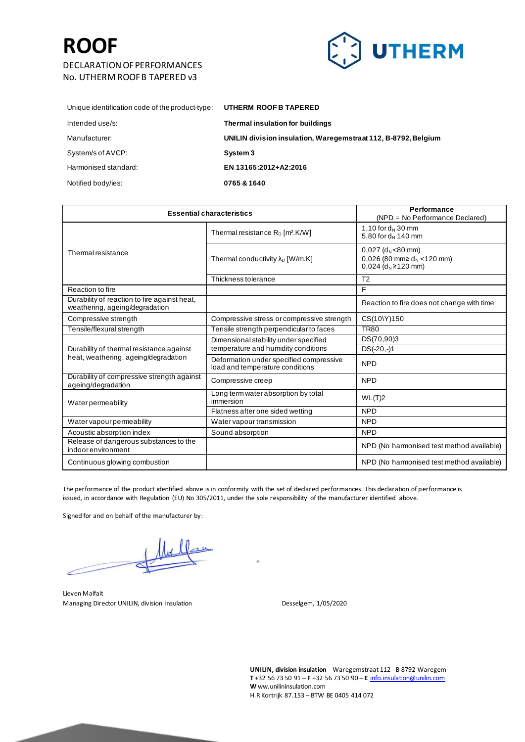# ROOF

DECLARATION OF PERFORMANCES
No. UTHERM ROOF B TAPERED v3

UTHERM

| | |
|---|---|
| Unique identification code of the product-type: | **UTHERM ROOF B TAPERED** |
| Intended use/s: | **Thermal insulation for buildings** |
| Manufacturer: | **UNILIN division insulation, Waregemstraat 112, B-8792, Belgium** |
| System/s of AVCP: | **System 3** |
| Harmonised standard: | **EN 13165:2012+A2:2016** |
| Notified body/ies: | **0765 & 1640** |

| **Essential characteristics** | | **Performance** (NPD = No Performance Declared) |
|---|---|---|
| Thermal resistance | Thermal resistance $R_D$ [m².K/W] | 1,10 for $d_N$ 30 mm<br>5,80 for $d_N$ 140 mm |
| | Thermal conductivity $\lambda_D$ [W/m.K] | 0,027 ($d_N$ <80 mm)<br>0,026 (80 mm≥ $d_N$ <120 mm)<br>0,024 ($d_N$ ≥120 mm) |
| | Thickness tolerance | T2 |
| Reaction to fire | | F |
| Durability of reaction to fire against heat, weathering, ageing/degradation | | Reaction to fire does not change with time |
| Compressive strength | Compressive stress or compressive strength | CS(10\Y)150 |
| Tensile/flexural strength | Tensile strength perpendicular to faces | TR80 |
| Durability of thermal resistance against heat, weathering, ageing/degradation | Dimensional stability under specified temperature and humidity conditions | DS(70,90)3<br>DS(-20,-)1 |
| | Deformation under specified compressive load and temperature conditions | NPD |
| Durability of compressive strength against ageing/degradation | Compressive creep | NPD |
| Water permeability | Long term water absorption by total immersion | WL(T)2 |
| | Flatness after one sided wetting | NPD |
| Water vapour permeability | Water vapour transmission | NPD |
| Acoustic absorption index | Sound absorption | NPD |
| Release of dangerous substances to the indoor environment | | NPD (No harmonised test method available) |
| Continuous glowing combustion | | NPD (No harmonised test method available) |

The performance of the product identified above is in conformity with the set of declared performances. This declaration of performance is issued, in accordance with Regulation (EU) No 305/2011, under the sole responsibility of the manufacturer identified above.

Signed for and on behalf of the manufacturer by:

Lieven Malfait
Managing Director UNILIN, division insulation

Desselgem, 1/05/2020

**UNILIN, division insulation** - Waregemstraat 112 - B-8792 Waregem
**T** +32 56 73 50 91 – **F** +32 56 73 50 90 – **E** info.insulation@unilin.com
**W** ww.unilininsulation.com
H.R Kortrijk 87.153 – BTW BE 0405 414 072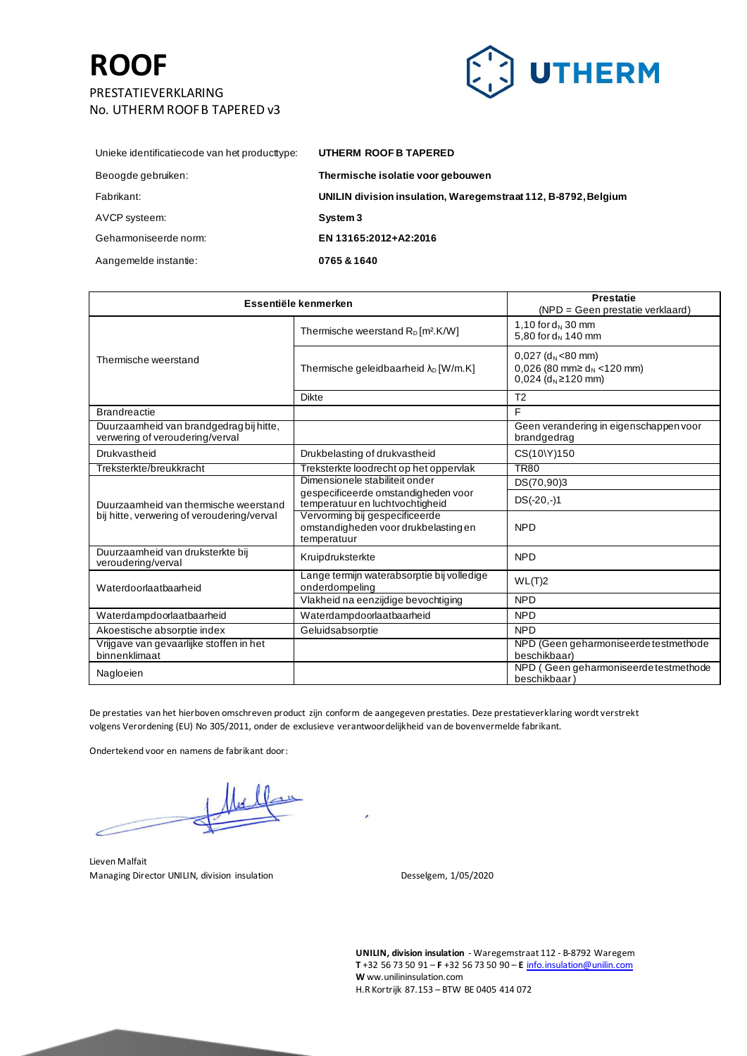# ROOF

PRESTATIEVERKLARING
No. UTHERM ROOF B TAPERED v3

| | |
|---|---|
| Unieke identificatiecode van het producttype: | **UTHERM ROOF B TAPERED** |
| Beoogde gebruiken: | **Thermische isolatie voor gebouwen** |
| Fabrikant: | **UNILIN division insulation, Waregemstraat 112, B-8792, Belgium** |
| AVCP systeem: | **System 3** |
| Geharmoniseerde norm: | **EN 13165:2012+A2:2016** |
| Aangemelde instantie: | **0765 & 1640** |

| **Essentiële kenmerken** | | **Prestatie** (NPD = Geen prestatie verklaard) |
|---|---|---|
| Thermische weerstand | Thermische weerstand $R_D$ [m².K/W] | 1,10 for $d_N$ 30 mm<br>5,80 for $d_N$ 140 mm |
| | Thermische geleidbaarheid $\lambda_D$ [W/m.K] | 0,027 ($d_N$ <80 mm)<br>0,026 (80 mm≥ $d_N$ <120 mm)<br>0,024 ($d_N$ ≥120 mm) |
| | Dikte | T2 |
| Brandreactie | | F |
| Duurzaamheid van brandgedrag bij hitte, verwering of veroudering/verval | | Geen verandering in eigenschappen voor brandgedrag |
| Drukvastheid | Drukbelasting of drukvastheid | CS(10\Y)150 |
| Treksterkte/breukkracht | Treksterkte loodrecht op het oppervlak | TR80 |
| Duurzaamheid van thermische weerstand bij hitte, verwering of veroudering/verval | Dimensionele stabiliteit onder gespecificeerde omstandigheden voor temperatuur en luchtvochtigheid | DS(70,90)3 |
| | | DS(-20,-)1 |
| | Vervorming bij gespecificeerde omstandigheden voor drukbelasting en temperatuur | NPD |
| Duurzaamheid van druksterkte bij veroudering/verval | Kruipdruksterkte | NPD |
| Waterdoorlaatbaarheid | Lange termijn waterabsorptie bij volledige onderdompeling | WL(T)2 |
| | Vlakheid na eenzijdige bevochtiging | NPD |
| Waterdampdoorlaatbaarheid | Waterdampdoorlaatbaarheid | NPD |
| Akoestische absorptie index | Geluidsabsorptie | NPD |
| Vrijgave van gevaarlijke stoffen in het binnenklimaat | | NPD (Geen geharmoniseerde testmethode beschikbaar) |
| Nagloeien | | NPD ( Geen geharmoniseerde testmethode beschikbaar) |

De prestaties van het hierboven omschreven product zijn conform de aangegeven prestaties. Deze prestatieverklaring wordt verstrekt volgens Verordening (EU) No 305/2011, onder de exclusieve verantwoordelijkheid van de bovenvermelde fabrikant.

Ondertekend voor en namens de fabrikant door:

Lieven Malfait
Managing Director UNILIN, division insulation

Desselgem, 1/05/2020

**UNILIN, division insulation** - Waregemstraat 112 - B-8792 Waregem
**T** +32 56 73 50 91 – **F** +32 56 73 50 90 – **E** info.insulation@unilin.com
**W** ww.unilininsulation.com
H.R Kortrijk 87.153 – BTW BE 0405 414 072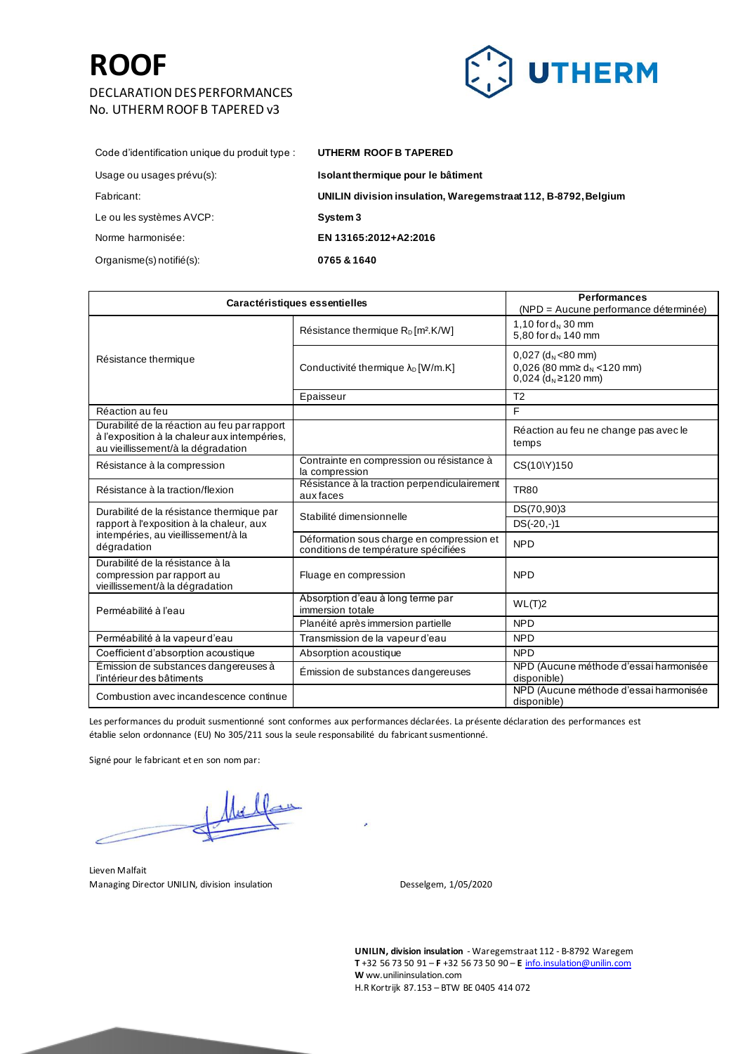# ROOF

DECLARATION DES PERFORMANCES
No. UTHERM ROOF B TAPERED v3

| | |
|---|---|
| Code d'identification unique du produit type : | **UTHERM ROOF B TAPERED** |
| Usage ou usages prévu(s): | **Isolant thermique pour le bâtiment** |
| Fabricant: | **UNILIN division insulation, Waregemstraat 112, B-8792, Belgium** |
| Le ou les systèmes AVCP: | **System 3** |
| Norme harmonisée: | **EN 13165:2012+A2:2016** |
| Organisme(s) notifié(s): | **0765 & 1640** |

| **Caractéristiques essentielles** | | **Performances** (NPD = Aucune performance déterminée) |
|---|---|---|
| Résistance thermique | Résistance thermique $R_D$ [m².K/W] | 1,10 for $d_N$ 30 mm<br>5,80 for $d_N$ 140 mm |
| | Conductivité thermique $\lambda_D$ [W/m.K] | 0,027 ($d_N$ <80 mm)<br>0,026 (80 mm≥ $d_N$ <120 mm)<br>0,024 ($d_N$ ≥120 mm) |
| | Epaisseur | T2 |
| Réaction au feu | | F |
| Durabilité de la réaction au feu par rapport à l'exposition à la chaleur aux intempéries, au vieillissement/à la dégradation | | Réaction au feu ne change pas avec le temps |
| Résistance à la compression | Contrainte en compression ou résistance à la compression | CS(10\Y)150 |
| Résistance à la traction/flexion | Résistance à la traction perpendiculairement aux faces | TR80 |
| Durabilité de la résistance thermique par rapport à l'exposition à la chaleur, aux intempéries, au vieillissement/à la dégradation | Stabilité dimensionnelle | DS(70,90)3 |
| | | DS(-20,-)1 |
| | Déformation sous charge en compression et conditions de température spécifiées | NPD |
| Durabilité de la résistance à la compression par rapport au vieillissement/à la dégradation | Fluage en compression | NPD |
| Perméabilité à l'eau | Absorption d'eau à long terme par immersion totale | WL(T)2 |
| | Planéité après immersion partielle | NPD |
| Perméabilité à la vapeur d'eau | Transmission de la vapeur d'eau | NPD |
| Coefficient d'absorption acoustique | Absorption acoustique | NPD |
| Émission de substances dangereuses à l'intérieur des bâtiments | Émission de substances dangereuses | NPD (Aucune méthode d'essai harmonisée disponible) |
| Combustion avec incandescence continue | | NPD (Aucune méthode d'essai harmonisée disponible) |

Les performances du produit susmentionné sont conformes aux performances déclarées. La présente déclaration des performances est établie selon ordonnance (EU) No 305/211 sous la seule responsabilité du fabricant susmentionné.

Signé pour le fabricant et en son nom par:

Lieven Malfait
Managing Director UNILIN, division insulation

Desselgem, 1/05/2020

**UNILIN, division insulation** - Waregemstraat 112 - B-8792 Waregem
**T** +32 56 73 50 91 – **F** +32 56 73 50 90 – **E** info.insulation@unilin.com
**W** www.unilininsulation.com
H.R Kortrijk 87.153 – BTW BE 0405 414 072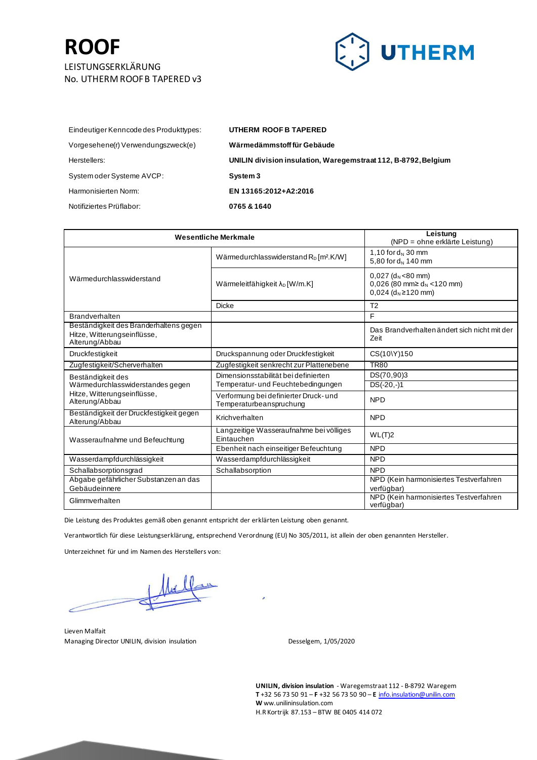# ROOF

LEISTUNGSERKLÄRUNG
No. UTHERM ROOF B TAPERED v3

UTHERM

| | |
|---|---|
| Eindeutiger Kenncode des Produkttypes: | **UTHERM ROOF B TAPERED** |
| Vorgesehene(r) Verwendungszweck(e) | **Wärmedämmstoff für Gebäude** |
| Herstellers: | **UNILIN division insulation, Waregemstraat 112, B-8792, Belgium** |
| System oder Systeme AVCP: | **System 3** |
| Harmonisierten Norm: | **EN 13165:2012+A2:2016** |
| Notifiziertes Prüflabor: | **0765 & 1640** |

| **Wesentliche Merkmale** | | **Leistung** (NPD = ohne erklärte Leistung) |
|---|---|---|
| Wärmedurchlasswiderstand | Wärmedurchlasswiderstand $R_D$ [m².K/W] | 1,10 for $d_N$ 30 mm<br>5,80 for $d_N$ 140 mm |
| | Wärmeleitfähigkeit $\lambda_D$ [W/m.K] | 0,027 ($d_N$ <80 mm)<br>0,026 (80 mm≥ $d_N$ <120 mm)<br>0,024 ($d_N$ ≥120 mm) |
| | Dicke | T2 |
| Brandverhalten | | F |
| Beständigkeit des Branderhaltens gegen Hitze, Witterungseinflüsse, Alterung/Abbau | | Das Brandverhalten ändert sich nicht mit der Zeit |
| Druckfestigkeit | Druckspannung oder Druckfestigkeit | CS(10\Y)150 |
| Zugfestigkeit/Scherverhalten | Zugfestigkeit senkrecht zur Plattenebene | TR80 |
| Beständigkeit des Wärmedurchlasswiderstandes gegen Hitze, Witterungseinflüsse, Alterung/Abbau | Dimensionsstabilität bei definierten Temperatur- und Feuchtebedingungen | DS(70,90)3<br>DS(-20,-)1 |
| | Verformung bei definierter Druck- und Temperaturbeanspruchung | NPD |
| Beständigkeit der Druckfestigkeit gegen Alterung/Abbau | Krichverhalten | NPD |
| Wasseraufnahme und Befeuchtung | Langzeitige Wasseraufnahme bei völliges Eintauchen | WL(T)2 |
| | Ebenheit nach einseitiger Befeuchtung | NPD |
| Wasserdampfdurchlässigkeit | Wasserdampfdurchlässigkeit | NPD |
| Schallabsorptionsgrad | Schallabsorption | NPD |
| Abgabe gefährlicher Substanzen an das Gebäudeinnere | | NPD (Kein harmonisiertes Testverfahren verfügbar) |
| Glimmverhalten | | NPD (Kein harmonisiertes Testverfahren verfügbar) |

Die Leistung des Produktes gemäß oben genannt entspricht der erklärten Leistung oben genannt.

Verantwortlich für diese Leistungserklärung, entsprechend Verordnung (EU) No 305/2011, ist allein der oben genannten Hersteller.

Unterzeichnet für und im Namen des Herstellers von:

Lieven Malfait
Managing Director UNILIN, division insulation

Desselgem, 1/05/2020

**UNILIN, division insulation** - Waregemstraat 112 - B-8792 Waregem
**T** +32 56 73 50 91 – **F** +32 56 73 50 90 – **E** info.insulation@unilin.com
**W** ww.unilininsulation.com
H.R Kortrijk 87.153 – BTW BE 0405 414 072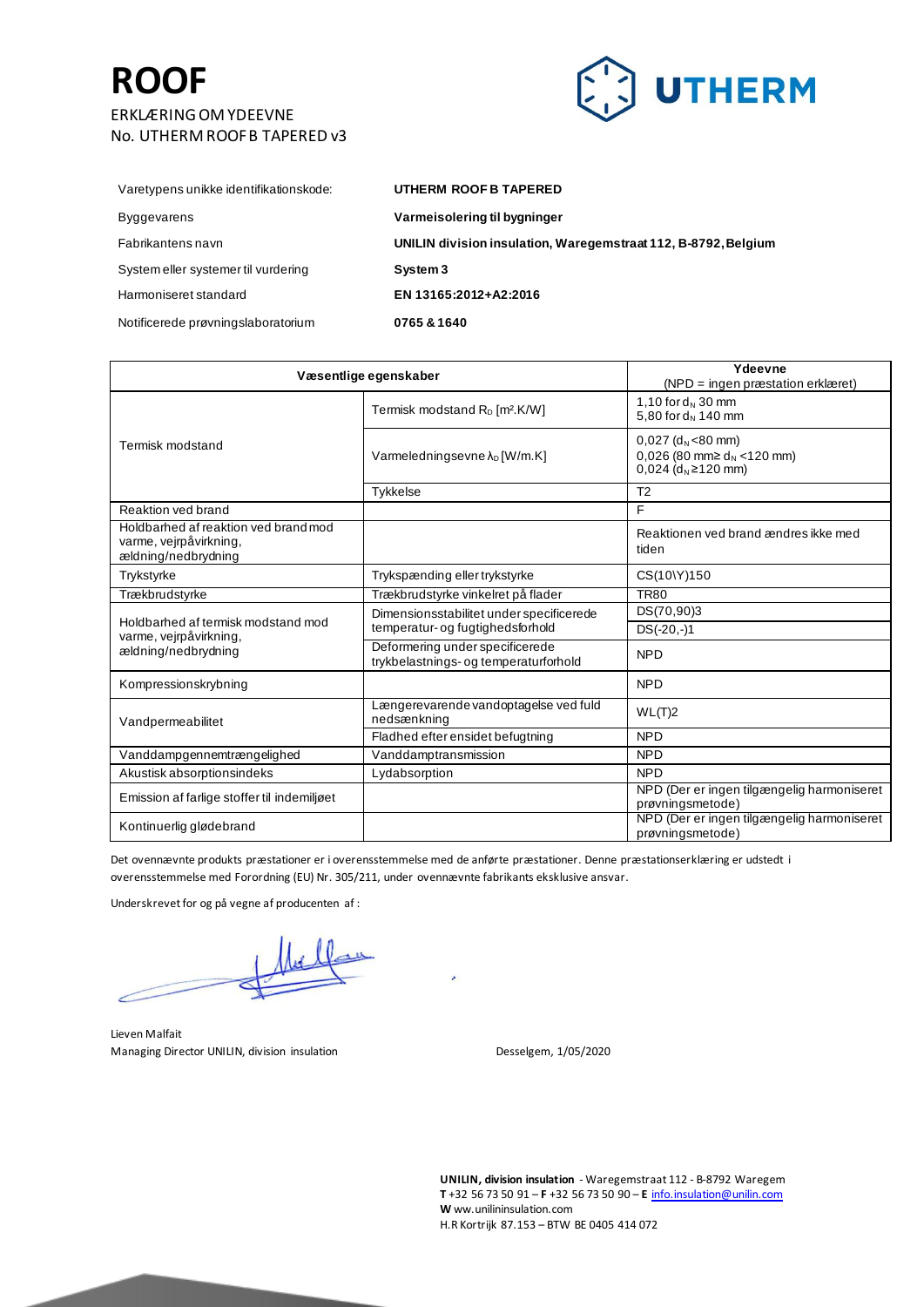# ROOF

ERKLÆRING OM YDEEVNE
No. UTHERM ROOF B TAPERED v3

UTHERM

| | |
|---|---|
| Varetypens unikke identifikationskode: | **UTHERM ROOF B TAPERED** |
| Byggevarens | **Varmeisolering til bygninger** |
| Fabrikantens navn | **UNILIN division insulation, Waregemstraat 112, B-8792, Belgium** |
| System eller systemer til vurdering | **System 3** |
| Harmoniseret standard | **EN 13165:2012+A2:2016** |
| Notificerede prøvningslaboratorium | **0765 & 1640** |

| **Væsentlige egenskaber** | | **Ydeevne** (NPD = ingen præstation erklæret) |
|---|---|---|
| Termisk modstand | Termisk modstand $R_D$ [m².K/W] | 1,10 for $d_N$ 30 mm<br>5,80 for $d_N$ 140 mm |
| | Varmeledningsevne $\lambda_D$ [W/m.K] | 0,027 ($d_N$ <80 mm)<br>0,026 (80 mm≥ $d_N$ <120 mm)<br>0,024 ($d_N$ ≥120 mm) |
| | Tykkelse | T2 |
| Reaktion ved brand | | F |
| Holdbarhed af reaktion ved brand mod varme, vejrpåvirkning, ældning/nedbrydning | | Reaktionen ved brand ændres ikke med tiden |
| Trykstyrke | Trykspænding eller trykstyrke | CS(10\Y)150 |
| Trækbrudstyrke | Trækbrudstyrke vinkelret på flader | TR80 |
| Holdbarhed af termisk modstand mod varme, vejrpåvirkning, ældning/nedbrydning | Dimensionsstabilitet under specificerede temperatur- og fugtighedsforhold | DS(70,90)3 |
| | | DS(-20,-)1 |
| | Deformering under specificerede trykbelastnings- og temperaturforhold | NPD |
| Kompressionskrybning | | NPD |
| Vandpermeabilitet | Længerevarende vandoptagelse ved fuld nedsænkning | WL(T)2 |
| | Fladhed efter ensidet befugtning | NPD |
| Vanddampgennemtrængelighed | Vanddamptransmission | NPD |
| Akustisk absorptionsindeks | Lydabsorption | NPD |
| Emission af farlige stoffer til indemiljøet | | NPD (Der er ingen tilgængelig harmoniseret prøvningsmetode) |
| Kontinuerlig glødebrand | | NPD (Der er ingen tilgængelig harmoniseret prøvningsmetode) |

Det ovennævnte produkts præstationer er i overensstemmelse med de anførte præstationer. Denne præstationserklæring er udstedt i overensstemmelse med Forordning (EU) Nr. 305/211, under ovennævnte fabrikants eksklusive ansvar.

Underskrevet for og på vegne af producenten af :

Lieven Malfait
Managing Director UNILIN, division insulation

Desselgem, 1/05/2020

**UNILIN, division insulation** - Waregemstraat 112 - B-8792 Waregem
**T** +32 56 73 50 91 – **F** +32 56 73 50 90 – **E** info.insulation@unilin.com
**W** ww.unilininsulation.com
H.R Kortrijk 87.153 – BTW BE 0405 414 072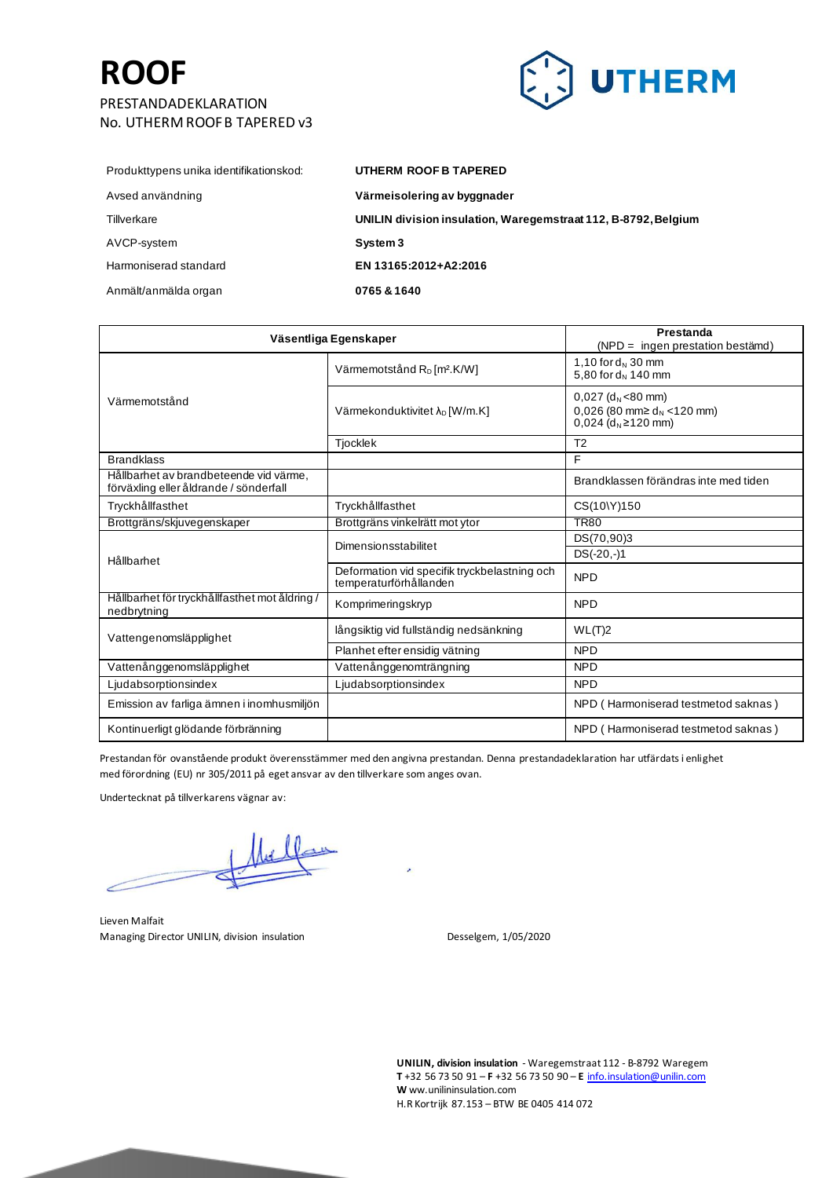# ROOF

PRESTANDADEKLARATION
No. UTHERM ROOF B TAPERED v3

UTHERM

| | |
|---|---|
| Produkttypens unika identifikationskod: | **UTHERM ROOF B TAPERED** |
| Avsed användning | **Värmeisolering av byggnader** |
| Tillverkare | **UNILIN division insulation, Waregemstraat 112, B-8792, Belgium** |
| AVCP-system | **System 3** |
| Harmoniserad standard | **EN 13165:2012+A2:2016** |
| Anmält/anmälda organ | **0765 & 1640** |

| **Väsentliga Egenskaper** | | **Prestanda** (NPD = ingen prestation bestämd) |
|---|---|---|
| Värmemotstånd | Värmemotstånd $R_D$ [m².K/W] | 1,10 for $d_N$ 30 mm<br>5,80 for $d_N$ 140 mm |
| | Värmekonduktivitet $\lambda_D$ [W/m.K] | 0,027 ($d_N$ <80 mm)<br>0,026 (80 mm≥ $d_N$ <120 mm)<br>0,024 ($d_N$ ≥120 mm) |
| | Tjocklek | T2 |
| Brandklass | | F |
| Hållbarhet av brandbeteende vid värme, förväxling eller åldrande / sönderfall | | Brandklassen förändras inte med tiden |
| Tryckhållfasthet | Tryckhållfasthet | CS(10\Y)150 |
| Brottgräns/skjuvegenskaper | Brottgräns vinkelrätt mot ytor | TR80 |
| Hållbarhet | Dimensionsstabilitet | DS(70,90)3 |
| | | DS(-20,-)1 |
| | Deformation vid specifik tryckbelastning och temperaturförhållanden | NPD |
| Hållbarhet för tryckhållfasthet mot åldring / nedbrytning | Komprimeringskryp | NPD |
| Vattengenomsläpplighet | långsiktig vid fullständig nedsänkning | WL(T)2 |
| | Planhet efter ensidig vätning | NPD |
| Vattenånggenomsläpplighet | Vattenånggenomträngning | NPD |
| Ljudabsorptionsindex | Ljudabsorptionsindex | NPD |
| Emission av farliga ämnen i inomhusmiljön | | NPD ( Harmoniserad testmetod saknas ) |
| Kontinuerligt glödande förbränning | | NPD ( Harmoniserad testmetod saknas ) |

Prestandan för ovanstående produkt överensstämmer med den angivna prestandan. Denna prestandadeklaration har utfärdats i enlighet med förordning (EU) nr 305/2011 på eget ansvar av den tillverkare som anges ovan.

Undertecknat på tillverkarens vägnar av:

Lieven Malfait
Managing Director UNILIN, division insulation

Desselgem, 1/05/2020

**UNILIN, division insulation** - Waregemstraat 112 - B-8792 Waregem
**T** +32 56 73 50 91 – **F** +32 56 73 50 90 – **E** info.insulation@unilin.com
**W** ww.unilininsulation.com
H.R Kortrijk 87.153 – BTW BE 0405 414 072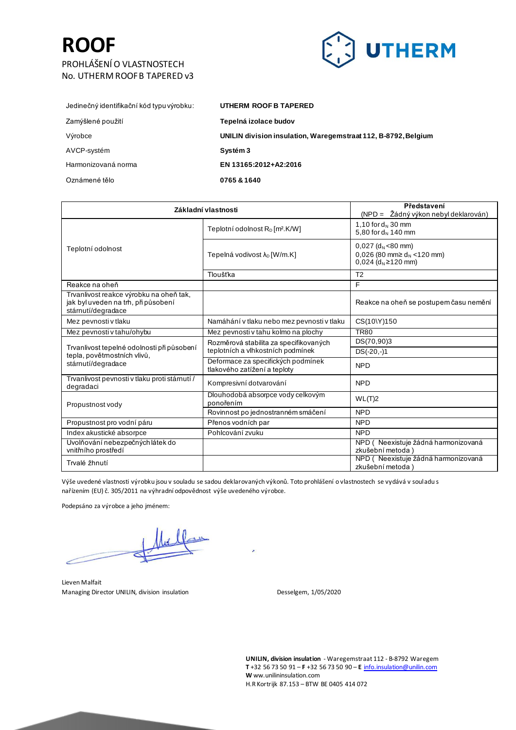# ROOF

PROHLÁŠENÍ O VLASTNOSTECH
No. UTHERM ROOF B TAPERED v3

UTHERM

| | |
|---|---|
| Jedinečný identifikační kód typu výrobku: | **UTHERM ROOF B TAPERED** |
| Zamýšlené použití | **Tepelná izolace budov** |
| Výrobce | **UNILIN division insulation, Waregemstraat 112, B-8792, Belgium** |
| AVCP-systém | **Systém 3** |
| Harmonizovaná norma | **EN 13165:2012+A2:2016** |
| Oznámené tělo | **0765 & 1640** |

| **Základní vlastnosti** | | **Představení** (NPD = Žádný výkon nebyl deklarován) |
|---|---|---|
| Teplotní odolnost | Teplotní odolnost $R_D$ [m².K/W] | 1,10 for $d_N$ 30 mm<br>5,80 for $d_N$ 140 mm |
| | Tepelná vodivost $\lambda_D$ [W/m.K] | 0,027 ($d_N$ <80 mm)<br>0,026 (80 mm≥ $d_N$ <120 mm)<br>0,024 ($d_N$ ≥120 mm) |
| | Tloušťka | T2 |
| Reakce na oheň | | F |
| Trvanlivost reakce výrobku na oheň tak, jak byl uveden na trh, při působení stárnutí/degradace | | Reakce na oheň se postupem času nemění |
| Mez pevnosti v tlaku | Namáhání v tlaku nebo mez pevnosti v tlaku | CS(10\Y)150 |
| Mez pevnosti v tahu/ohybu | Mez pevnosti v tahu kolmo na plochy | TR80 |
| Trvanlivost tepelné odolnosti při působení tepla, povětrnostních vlivů, stárnutí/degradace | Rozměrová stabilita za specifikovaných teplotních a vlhkostních podmínek | DS(70,90)3 |
| | | DS(-20,-)1 |
| | Deformace za specifických podmínek tlakového zatížení a teploty | NPD |
| Trvanlivost pevnosti v tlaku proti stárnutí / degradaci | Kompresivní dotvarování | NPD |
| Propustnost vody | Dlouhodobá absorpce vody celkovým ponořením | WL(T)2 |
| | Rovinnost po jednostranném smáčení | NPD |
| Propustnost pro vodní páru | Přenos vodních par | NPD |
| Index akustické absorpce | Pohlcování zvuku | NPD |
| Uvolňování nebezpečných látek do vnitřního prostředí | | NPD ( Neexistuje žádná harmonizovaná zkušební metoda ) |
| Trvalé žhnutí | | NPD ( Neexistuje žádná harmonizovaná zkušební metoda ) |

Výše uvedené vlastnosti výrobku jsou v souladu se sadou deklarovaných výkonů. Toto prohlášení o vlastnostech se vydává v souladu s nařízením (EU) č. 305/2011 na výhradní odpovědnost výše uvedeného výrobce.

Podepsáno za výrobce a jeho jménem:

Lieven Malfait
Managing Director UNILIN, division insulation

Desselgem, 1/05/2020

**UNILIN, division insulation** - Waregemstraat 112 - B-8792 Waregem
**T** +32 56 73 50 91 – **F** +32 56 73 50 90 – **E** info.insulation@unilin.com
**W** www.unilininsulation.com
H.R Kortrijk 87.153 – BTW BE 0405 414 072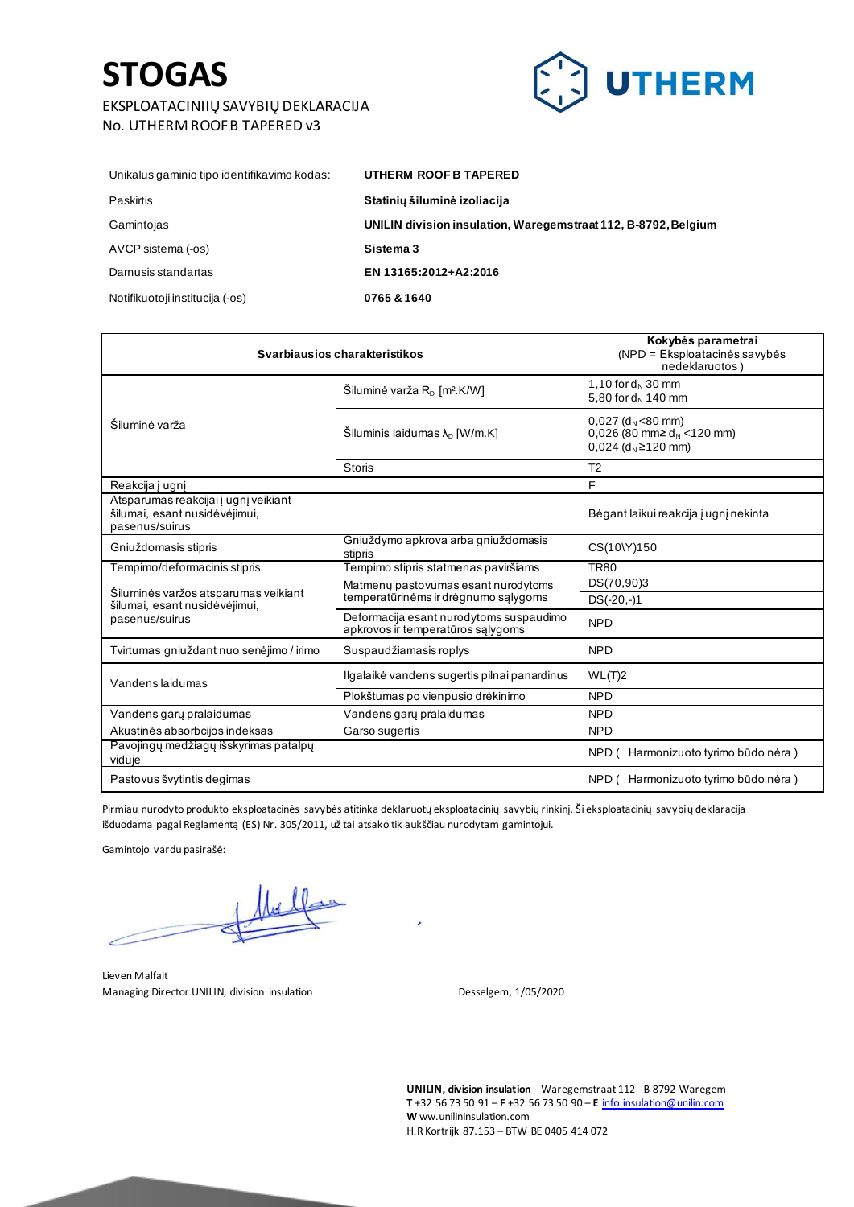# STOGAS

EKSPLOATACINIŲ SAVYBIŲ DEKLARACIJA
No. UTHERM ROOF B TAPERED v3

| | |
|---|---|
| Unikalus gaminio tipo identifikavimo kodas: | **UTHERM ROOF B TAPERED** |
| Paskirtis | **Statinių šiluminė izoliacija** |
| Gamintojas | **UNILIN division insulation, Waregemstraat 112, B-8792, Belgium** |
| AVCP sistema (-os) | **Sistema 3** |
| Darnusis standartas | **EN 13165:2012+A2:2016** |
| Notifikuotoji institucija (-os) | **0765 & 1640** |

| **Svarbiausios charakteristikos** | | **Kokybės parametrai** (NPD = Eksploatacinės savybės nedeklaruotos) |
|---|---|---|
| Šiluminė varža | Šiluminė varža $R_D$ [m².K/W] | 1,10 for $d_N$ 30 mm<br>5,80 for $d_N$ 140 mm |
| | Šiluminis laidumas $\lambda_D$ [W/m.K] | 0,027 ($d_N$ <80 mm)<br>0,026 (80 mm≥ $d_N$ <120 mm)<br>0,024 ($d_N$ ≥120 mm) |
| | Storis | T2 |
| Reakcija į ugnį | | F |
| Atsparumas reakcijai į ugnį veikiant šilumai, esant nusidėvėjimui, pasenus/suirus | | Bėgant laikui reakcija į ugnį nekinta |
| Gniuždomasis stipris | Gniuždymo apkrova arba gniuždomasis stipris | CS(10\Y)150 |
| Tempimo/deformacinis stipris | Tempimo stipris statmenas paviršiams | TR80 |
| Šiluminės varžos atsparumas veikiant šilumai, esant nusidėvėjimui, pasenus/suirus | Matmenų pastovumas esant nurodytoms temperatūrinėms ir drėgnumo sąlygoms | DS(70,90)3<br>DS(-20,-)1 |
| | Deformacija esant nurodytoms suspaudimo apkrovos ir temperatūros sąlygoms | NPD |
| Tvirtumas gniuždant nuo senėjimo / irimo | Suspaudžiamasis roplys | NPD |
| Vandens laidumas | Ilgalaikė vandens sugertis pilnai panardinus | WL(T)2 |
| | Plokštumas po vienpusio drėkinimo | NPD |
| Vandens garų pralaidumas | Vandens garų pralaidumas | NPD |
| Akustinės absorbcijos indeksas | Garso sugertis | NPD |
| Pavojingų medžiagų išskyrimas patalpų viduje | | NPD ( Harmonizuoto tyrimo būdo nėra ) |
| Pastovus švytintis degimas | | NPD ( Harmonizuoto tyrimo būdo nėra ) |

Pirmiau nurodyto produkto eksploatacinės savybės atitinka deklaruotų eksploatacinių savybių rinkinį. Ši eksploatacinių savybių deklaracija išduodama pagal Reglamentą (ES) Nr. 305/2011, už tai atsako tik aukščiau nurodytam gamintojui.

Gamintojo vardu pasirašė:

Lieven Malfait
Managing Director UNILIN, division insulation

Desselgem, 1/05/2020

**UNILIN, division insulation** - Waregemstraat 112 - B-8792 Waregem
**T** +32 56 73 50 91 – **F** +32 56 73 50 90 – **E** info.insulation@unilin.com
**W** www.unilininsulation.com
H.R Kortrijk 87.153 – BTW BE 0405 414 072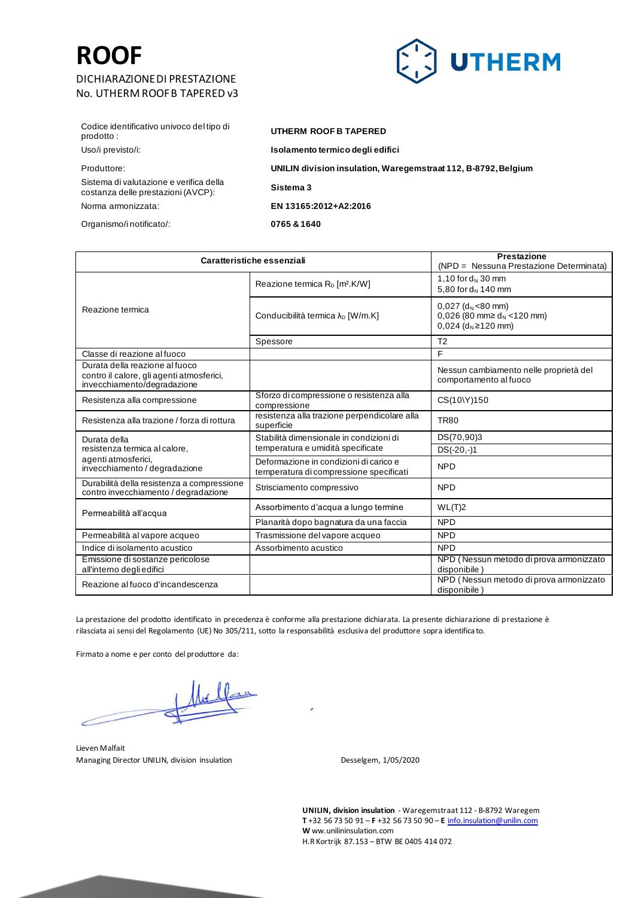# ROOF

DICHIARAZIONE DI PRESTAZIONE
No. UTHERM ROOF B TAPERED v3

| | |
|---|---|
| Codice identificativo univoco del tipo di prodotto : | **UTHERM ROOF B TAPERED** |
| Uso/i previsto/i: | **Isolamento termico degli edifici** |
| Produttore: | **UNILIN division insulation, Waregemstraat 112, B-8792, Belgium** |
| Sistema di valutazione e verifica della costanza delle prestazioni (AVCP): | **Sistema 3** |
| Norma armonizzata: | **EN 13165:2012+A2:2016** |
| Organismo/i notificato/: | **0765 & 1640** |

| Caratteristiche essenziali | | Prestazione (NPD = Nessuna Prestazione Determinata) |
|---|---|---|
| Reazione termica | Reazione termica $R_D$ [m².K/W] | 1,10 for $d_N$ 30 mm<br>5,80 for $d_N$ 140 mm |
| | Conducibilità termica $\lambda_D$ [W/m.K] | 0,027 ($d_N$ <80 mm)<br>0,026 (80 mm≥ $d_N$ <120 mm)<br>0,024 ($d_N$ ≥120 mm) |
| | Spessore | T2 |
| Classe di reazione al fuoco | | F |
| Durata della reazione al fuoco contro il calore, gli agenti atmosferici, invecchiamento/degradazione | | Nessun cambiamento nelle proprietà del comportamento al fuoco |
| Resistenza alla compressione | Sforzo di compressione o resistenza alla compressione | CS(10\Y)150 |
| Resistenza alla trazione / forza di rottura | resistenza alla trazione perpendicolare alla superficie | TR80 |
| Durata della resistenza termica al calore, agenti atmosferici, invecchiamento / degradazione | Stabilità dimensionale in condizioni di temperatura e umidità specificate | DS(70,90)3<br>DS(-20,-)1 |
| | Deformazione in condizioni di carico e temperatura di compressione specificati | NPD |
| Durabilità della resistenza a compressione contro invecchiamento / degradazione | Strisciamento compressivo | NPD |
| Permeabilità all'acqua | Assorbimento d'acqua a lungo termine | WL(T)2 |
| | Planarità dopo bagnatura da una faccia | NPD |
| Permeabilità al vapore acqueo | Trasmissione del vapore acqueo | NPD |
| Indice di isolamento acustico | Assorbimento acustico | NPD |
| Emissione di sostanze pericolose all'interno degli edifici | | NPD (Nessun metodo di prova armonizzato disponibile) |
| Reazione al fuoco d'incandescenza | | NPD (Nessun metodo di prova armonizzato disponibile) |

La prestazione del prodotto identificato in precedenza è conforme alla prestazione dichiarata. La presente dichiarazione di prestazione è rilasciata ai sensi del Regolamento (UE) No 305/211, sotto la responsabilità esclusiva del produttore sopra identificato.

Firmato a nome e per conto del produttore da:

Lieven Malfait
Managing Director UNILIN, division insulation

Desselgem, 1/05/2020

**UNILIN, division insulation** - Waregemstraat 112 - B-8792 Waregem
**T** +32 56 73 50 91 – **F** +32 56 73 50 90 – **E** info.insulation@unilin.com
**W** ww.unilininsulation.com
H.R Kortrijk 87.153 – BTW BE 0405 414 072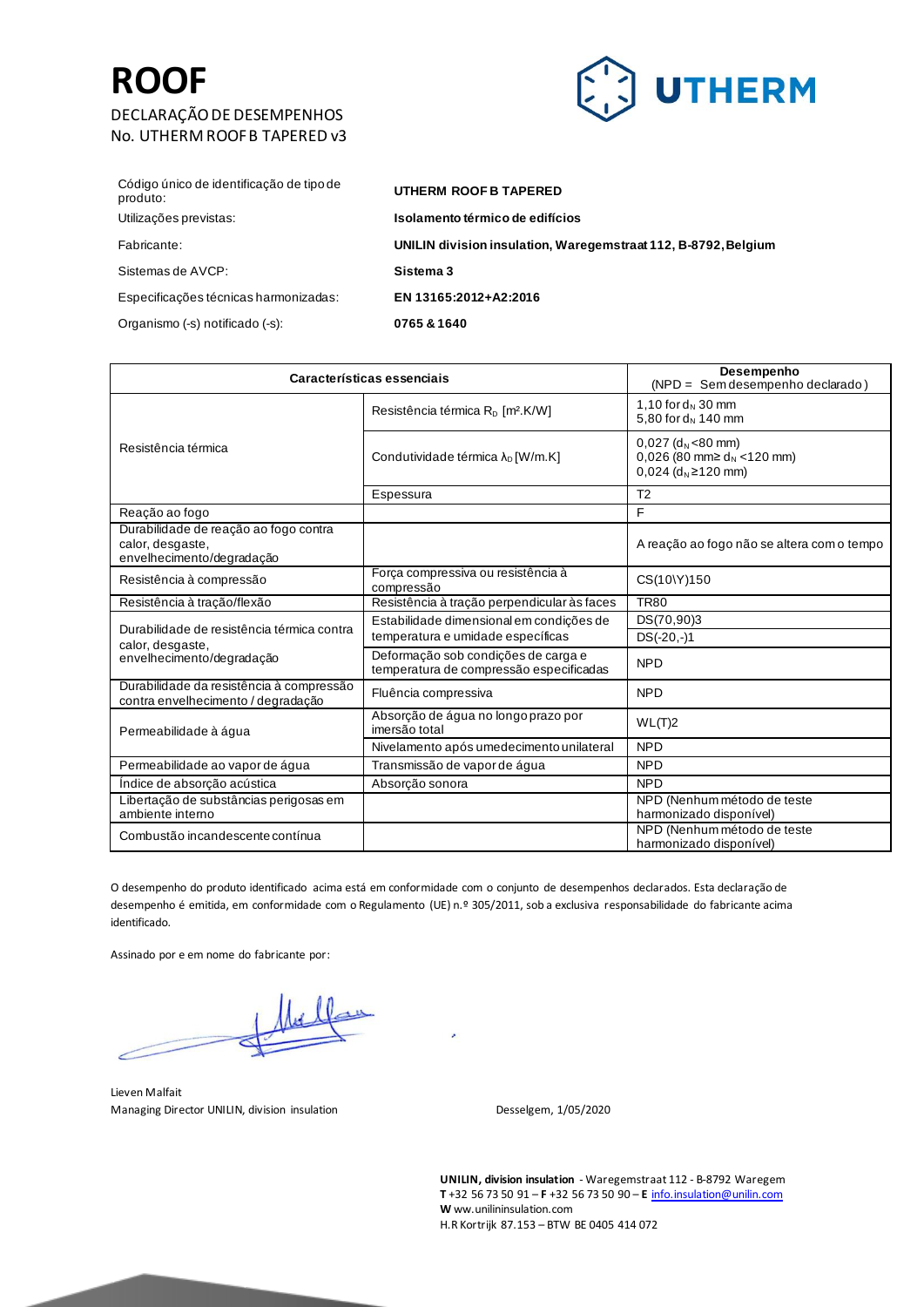# ROOF

DECLARAÇÃO DE DESEMPENHOS
No. UTHERM ROOF B TAPERED v3

UTHERM

| | |
|---|---|
| Código único de identificação de tipo de produto: | **UTHERM ROOF B TAPERED** |
| Utilizações previstas: | **Isolamento térmico de edifícios** |
| Fabricante: | **UNILIN division insulation, Waregemstraat 112, B-8792, Belgium** |
| Sistemas de AVCP: | **Sistema 3** |
| Especificações técnicas harmonizadas: | **EN 13165:2012+A2:2016** |
| Organismo (-s) notificado (-s): | **0765 & 1640** |

| Características essenciais | | Desempenho (NPD = Sem desempenho declarado) |
|---|---|---|
| Resistência térmica | Resistência térmica $R_D$ [m².K/W] | 1,10 for $d_N$ 30 mm<br>5,80 for $d_N$ 140 mm |
| | Condutividade térmica $\lambda_D$ [W/m.K] | 0,027 ($d_N$<80 mm)<br>0,026 (80 mm≥ $d_N$ <120 mm)<br>0,024 ($d_N$≥120 mm) |
| | Espessura | T2 |
| Reação ao fogo | | F |
| Durabilidade de reação ao fogo contra calor, desgaste, envelhecimento/degradação | | A reação ao fogo não se altera com o tempo |
| Resistência à compressão | Força compressiva ou resistência à compressão | CS(10\Y)150 |
| Resistência à tração/flexão | Resistência à tração perpendicular às faces | TR80 |
| Durabilidade de resistência térmica contra calor, desgaste, envelhecimento/degradação | Estabilidade dimensional em condições de temperatura e umidade específicas | DS(70,90)3<br>DS(-20,-)1 |
| | Deformação sob condições de carga e temperatura de compressão especificadas | NPD |
| Durabilidade da resistência à compressão contra envelhecimento / degradação | Fluência compressiva | NPD |
| Permeabilidade à água | Absorção de água no longo prazo por imersão total | WL(T)2 |
| | Nivelamento após umedecimento unilateral | NPD |
| Permeabilidade ao vapor de água | Transmissão de vapor de água | NPD |
| Índice de absorção acústica | Absorção sonora | NPD |
| Libertação de substâncias perigosas em ambiente interno | | NPD (Nenhum método de teste harmonizado disponível) |
| Combustão incandescente contínua | | NPD (Nenhum método de teste harmonizado disponível) |

O desempenho do produto identificado acima está em conformidade com o conjunto de desempenhos declarados. Esta declaração de desempenho é emitida, em conformidade com o Regulamento (UE) n.º 305/2011, sob a exclusiva responsabilidade do fabricante acima identificado.

Assinado por e em nome do fabricante por:

Lieven Malfait
Managing Director UNILIN, division insulation

Desselgem, 1/05/2020

**UNILIN, division insulation** - Waregemstraat 112 - B-8792 Waregem
**T** +32 56 73 50 91 – **F** +32 56 73 50 90 – **E** info.insulation@unilin.com
**W** www.unilininsulation.com
H.R Kortrijk 87.153 – BTW BE 0405 414 072